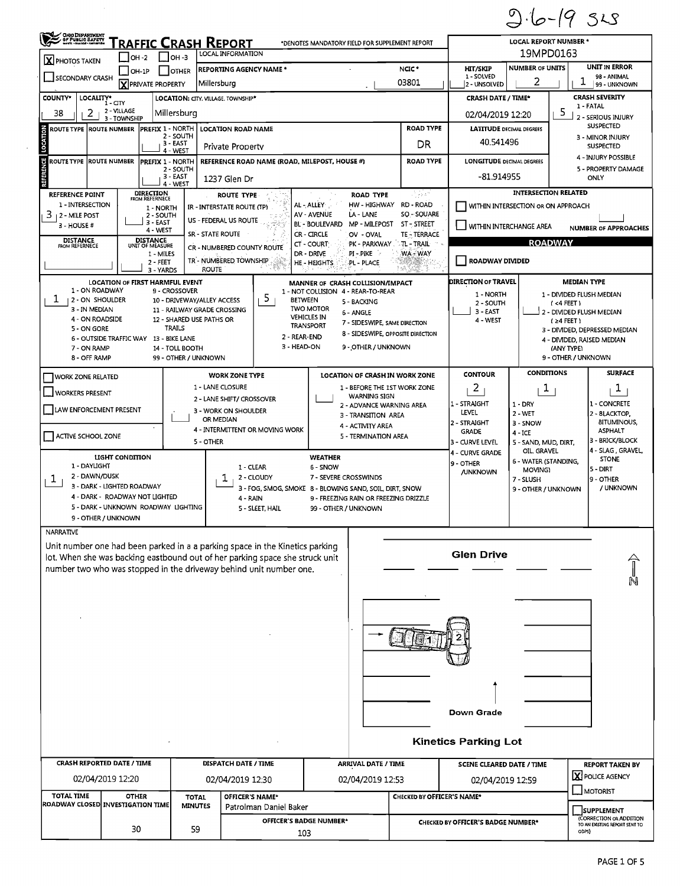2-6-19 SLS

# TRAFFIC CRASH REPORT

OHIO DEPARTMENT OF PUBLIC SAFETY

*DENOTES MANDATORY FIELD FOR SUPPLEMENT REPORT

| LOCAL INFORMATION | |
|---|---|
| [X] PHOTOS TAKEN | [ ] OH-2 [ ] OH-3 [ ] OH-1P [ ] OTHER |
| [ ] SECONDARY CRASH | [X] PRIVATE PROPERTY |
| REPORTING AGENCY NAME * | Millersburg |
| NCIC * | 03801 |

| LOCAL REPORT NUMBER * | HIT/SKIP | NUMBER OF UNITS | UNIT IN ERROR |
|---|---|---|---|
| 19MPD0163 | 1 - SOLVED / 2 - UNSOLVED | 2 | 1 (98 - ANIMAL, 99 - UNKNOWN) |

| COUNTY* | LOCALITY* (1 - CITY, 2 - VILLAGE, 3 - TOWNSHIP) | LOCATION: CITY, VILLAGE, TOWNSHIP* | CRASH DATE / TIME* | CRASH SEVERITY |
|---|---|---|---|---|
| 38 | 2 | Millersburg | 02/04/2019 12:20 | 5 |

CRASH SEVERITY: 1 - FATAL; 2 - SERIOUS INJURY SUSPECTED; 3 - MINOR INJURY SUSPECTED; 4 - INJURY POSSIBLE; 5 - PROPERTY DAMAGE ONLY

**LOCATION**

| ROUTE TYPE | ROUTE NUMBER | PREFIX (1 - NORTH, 2 - SOUTH, 3 - EAST, 4 - WEST) | LOCATION ROAD NAME | ROAD TYPE | LATITUDE DECIMAL DEGREES |
|---|---|---|---|---|---|
| | | | Private Property | DR | 40.541496 |

**REFERENCE**

| ROUTE TYPE | ROUTE NUMBER | PREFIX (1 - NORTH, 2 - SOUTH, 3 - EAST, 4 - WEST) | REFERENCE ROAD NAME (ROAD, MILEPOST, HOUSE #) | ROAD TYPE | LONGITUDE DECIMAL DEGREES |
|---|---|---|---|---|---|
| | | | 1237 Glen Dr | | -81.914955 |

REFERENCE POINT: 1 - INTERSECTION; 2 - MILE POST; 3 - HOUSE # — **3**

DIRECTION FROM REFERENCE: 1 - NORTH; 2 - SOUTH; 3 - EAST; 4 - WEST

DISTANCE FROM REFERENCE: ___ DISTANCE UNIT OF MEASURE: 1 - MILES; 2 - FEET; 3 - YARDS

ROUTE TYPE: IR - INTERSTATE ROUTE (TP); US - FEDERAL US ROUTE; SR - STATE ROUTE; CR - NUMBERED COUNTY ROUTE; TR - NUMBERED TOWNSHIP ROUTE

ROAD TYPE: AL - ALLEY; AV - AVENUE; BL - BOULEVARD; CR - CIRCLE; CT - COURT; DR - DRIVE; HE - HEIGHTS; HW - HIGHWAY; LA - LANE; MP - MILEPOST; OV - OVAL; PK - PARKWAY; PI - PIKE; PL - PLACE; RD - ROAD; SQ - SQUARE; ST - STREET; TE - TERRACE; TL - TRAIL; WA - WAY

INTERSECTION RELATED: [ ] WITHIN INTERSECTION OR ON APPROACH; [ ] WITHIN INTERCHANGE AREA; NUMBER OF APPROACHES ___

**ROADWAY**: [ ] ROADWAY DIVIDED

LOCATION OF FIRST HARMFUL EVENT: **1** — 1 - ON ROADWAY; 2 - ON SHOULDER; 3 - IN MEDIAN; 4 - ON ROADSIDE; 5 - ON GORE; 6 - OUTSIDE TRAFFIC WAY; 7 - ON RAMP; 8 - OFF RAMP; 9 - CROSSOVER; 10 - DRIVEWAY/ALLEY ACCESS; 11 - RAILWAY GRADE CROSSING; 12 - SHARED USE PATHS OR TRAILS; 13 - BIKE LANE; 14 - TOLL BOOTH; 99 - OTHER / UNKNOWN

MANNER OF CRASH COLLISION/IMPACT: **5** — 1 - NOT COLLISION BETWEEN TWO MOTOR VEHICLES IN TRANSPORT; 2 - REAR-END; 3 - HEAD-ON; 4 - REAR-TO-REAR; 5 - BACKING; 6 - ANGLE; 7 - SIDESWIPE, SAME DIRECTION; 8 - SIDESWIPE, OPPOSITE DIRECTION; 9 - OTHER / UNKNOWN

DIRECTION OF TRAVEL: 1 - NORTH; 2 - SOUTH; 3 - EAST; 4 - WEST

MEDIAN TYPE: 1 - DIVIDED FLUSH MEDIAN (<4 FEET); 2 - DIVIDED FLUSH MEDIAN (≥4 FEET); 3 - DIVIDED, DEPRESSED MEDIAN; 4 - DIVIDED, RAISED MEDIAN (ANY TYPE); 9 - OTHER / UNKNOWN

[ ] WORK ZONE RELATED; [ ] WORKERS PRESENT; [ ] LAW ENFORCEMENT PRESENT; [ ] ACTIVE SCHOOL ZONE

WORK ZONE TYPE: 1 - LANE CLOSURE; 2 - LANE SHIFT/ CROSSOVER; 3 - WORK ON SHOULDER OR MEDIAN; 4 - INTERMITTENT OR MOVING WORK; 5 - OTHER

LOCATION OF CRASH IN WORK ZONE: 1 - BEFORE THE 1ST WORK ZONE WARNING SIGN; 2 - ADVANCE WARNING AREA; 3 - TRANSITION AREA; 4 - ACTIVITY AREA; 5 - TERMINATION AREA

| CONTOUR | CONDITIONS | SURFACE |
|---|---|---|
| 2 | 1 | 1 |

CONTOUR: 1 - STRAIGHT LEVEL; 2 - STRAIGHT GRADE; 3 - CURVE LEVEL; 4 - CURVE GRADE; 9 - OTHER /UNKNOWN

CONDITIONS: 1 - DRY; 2 - WET; 3 - SNOW; 4 - ICE; 5 - SAND, MUD, DIRT, OIL, GRAVEL; 6 - WATER (STANDING, MOVING); 7 - SLUSH; 9 - OTHER / UNKNOWN

SURFACE: 1 - CONCRETE; 2 - BLACKTOP, BITUMINOUS, ASPHALT; 3 - BRICK/BLOCK; 4 - SLAG, GRAVEL, STONE; 5 - DIRT; 9 - OTHER / UNKNOWN

LIGHT CONDITION: **1** — 1 - DAYLIGHT; 2 - DAWN/DUSK; 3 - DARK - LIGHTED ROADWAY; 4 - DARK - ROADWAY NOT LIGHTED; 5 - DARK - UNKNOWN ROADWAY LIGHTING; 9 - OTHER / UNKNOWN

WEATHER: **1** — 1 - CLEAR; 2 - CLOUDY; 3 - FOG, SMOG, SMOKE; 4 - RAIN; 5 - SLEET, HAIL; 6 - SNOW; 7 - SEVERE CROSSWINDS; 8 - BLOWING SAND, SOIL, DIRT, SNOW; 9 - FREEZING RAIN OR FREEZING DRIZZLE; 99 - OTHER / UNKNOWN

**NARRATIVE**

Unit number one had been parked in a a parking space in the Kinetics parking lot. When she was backing eastbound out of her parking space she struck unit number two who was stopped in the driveway behind unit number one.

Glen Drive

N

Down Grade

Kinetics Parking Lot

| CRASH REPORTED DATE / TIME | DISPATCH DATE / TIME | ARRIVAL DATE / TIME | SCENE CLEARED DATE / TIME | REPORT TAKEN BY |
|---|---|---|---|---|
| 02/04/2019 12:20 | 02/04/2019 12:30 | 02/04/2019 12:53 | 02/04/2019 12:59 | [X] POLICE AGENCY [ ] MOTORIST |

| TOTAL TIME ROADWAY CLOSED | OTHER INVESTIGATION TIME | TOTAL MINUTES | OFFICER'S NAME* | CHECKED BY OFFICER'S NAME* |
|---|---|---|---|---|
| | 30 | 59 | Patrolman Daniel Baker | |

| OFFICER'S BADGE NUMBER* | CHECKED BY OFFICER'S BADGE NUMBER* |
|---|---|
| 103 | |

[ ] SUPPLEMENT (CORRECTION OR ADDITION TO AN EXISTING REPORT SENT TO ODPS)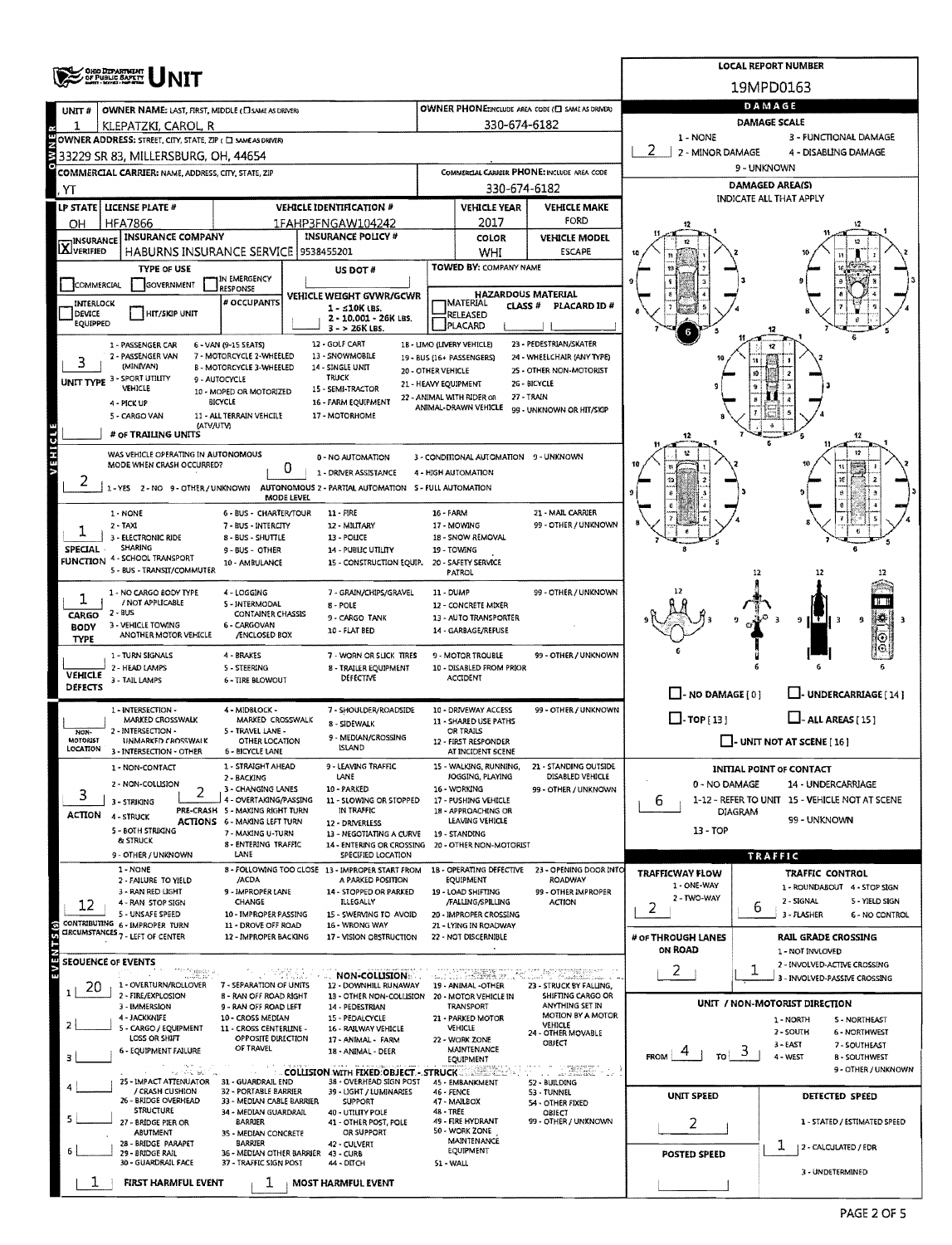# UNIT

**LOCAL REPORT NUMBER:** 19MPD0163

## OWNER

| Field | Value |
|---|---|
| UNIT # | 1 |
| OWNER NAME: LAST, FIRST, MIDDLE | KLEPATZKI, CAROL, R |
| OWNER PHONE | 330-674-6182 |
| OWNER ADDRESS | 33229 SR 83, MILLERSBURG, OH, 44654 |
| COMMERCIAL CARRIER | , YT |
| COMMERCIAL CARRIER PHONE | 330-674-6182 |

## VEHICLE

| Field | Value |
|---|---|
| LP STATE | OH |
| LICENSE PLATE # | HFA7866 |
| VEHICLE IDENTIFICATION # | 1FAHP3FNGAW104242 |
| VEHICLE YEAR | 2017 |
| VEHICLE MAKE | FORD |
| INSURANCE | X VERIFIED |
| INSURANCE COMPANY | HABURNS INSURANCE SERVICE |
| INSURANCE POLICY # | 9538455201 |
| COLOR | WHI |
| VEHICLE MODEL | ESCAPE |
| TOWED BY | |

| Field | Value |
|---|---|
| UNIT TYPE | 3 - SPORT UTILITY VEHICLE |
| # OF TRAILING UNITS | |
| WAS VEHICLE OPERATING IN AUTONOMOUS MODE WHEN CRASH OCCURRED? | 2 - NO |
| AUTONOMOUS MODE LEVEL | 0 - NO AUTOMATION |
| SPECIAL FUNCTION | 1 - NONE |
| CARGO BODY TYPE | 1 - NO CARGO BODY TYPE / NOT APPLICABLE |
| VEHICLE DEFECTS | |
| NON-MOTORIST LOCATION | |
| ACTION | 3 - STRIKING |
| PRE-CRASH ACTIONS | 2 - BACKING |
| CONTRIBUTING CIRCUMSTANCES | 12 - IMPROPER BACKING |

## EVENTS

| Sequence | Event |
|---|---|
| 1 | 20 - MOTOR VEHICLE IN TRANSPORT |
| 2 | |
| 3 | |
| 4 | |
| 5 | |
| 6 | |

FIRST HARMFUL EVENT: 1

MOST HARMFUL EVENT: 1

## DAMAGE

| Field | Value |
|---|---|
| DAMAGE SCALE | 2 - MINOR DAMAGE |
| DAMAGED AREA(S) | 6 |
| INITIAL POINT OF CONTACT | 6 |

## TRAFFIC

| Field | Value |
|---|---|
| TRAFFICWAY FLOW | 2 - TWO-WAY |
| TRAFFIC CONTROL | 6 - NO CONTROL |
| # OF THROUGH LANES ON ROAD | 2 |
| RAIL GRADE CROSSING | 1 - NOT INVOLVED |
| UNIT / NON-MOTORIST DIRECTION | FROM 4 - WEST TO 3 - EAST |
| UNIT SPEED | 2 |
| POSTED SPEED | |
| DETECTED SPEED | 1 - STATED / ESTIMATED SPEED |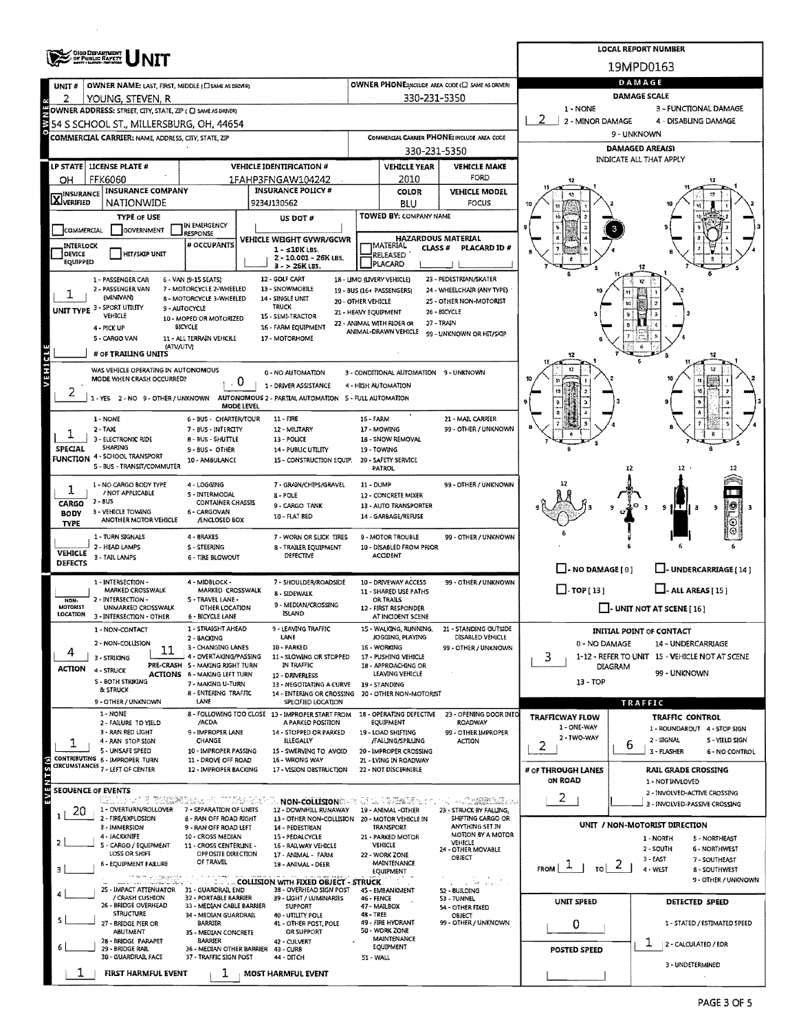# OHIO DEPARTMENT OF PUBLIC SAFETY UNIT

**LOCAL REPORT NUMBER:** 19MPD0163

## OWNER

| UNIT # | OWNER NAME: LAST, FIRST, MIDDLE (☐ SAME AS DRIVER) | OWNER PHONE: INCLUDE AREA CODE (☐ SAME AS DRIVER) |
|---|---|---|
| 2 | YOUNG, STEVEN, R | 330-231-5350 |

OWNER ADDRESS: STREET, CITY, STATE, ZIP (☐ SAME AS DRIVER)
54 S SCHOOL ST., MILLERSBURG, OH, 44654

COMMERCIAL CARRIER: NAME, ADDRESS, CITY, STATE, ZIP

COMMERCIAL CARRIER PHONE: INCLUDE AREA CODE
330-231-5350

## DAMAGE

DAMAGE SCALE: **2**
1 - NONE; 2 - MINOR DAMAGE; 3 - FUNCTIONAL DAMAGE; 4 - DISABLING DAMAGE; 9 - UNKNOWN

DAMAGED AREA(S) — INDICATE ALL THAT APPLY: 3

☐ NO DAMAGE [0] ☐ UNDERCARRIAGE [14] ☐ TOP [13] ☐ ALL AREAS [15] ☐ UNIT NOT AT SCENE [16]

## VEHICLE

| LP STATE | LICENSE PLATE # | VEHICLE IDENTIFICATION # | VEHICLE YEAR | VEHICLE MAKE |
|---|---|---|---|---|
| OH | FFK6060 | 1FAHP3FNGAW104242 | 2010 | FORD |

| INSURANCE | INSURANCE COMPANY | INSURANCE POLICY # | COLOR | VEHICLE MODEL |
|---|---|---|---|---|
| X VERIFIED | NATIONWIDE | 9234J130562 | BLU | FOCUS |

TYPE OF USE: ☐ COMMERCIAL ☐ GOVERNMENT ☐ IN EMERGENCY RESPONSE
US DOT #:
TOWED BY: COMPANY NAME:
☐ INTERLOCK DEVICE EQUIPPED ☐ HIT/SKIP UNIT
# OCCUPANTS:
VEHICLE WEIGHT GVWR/GCWR: 1 - ≤10K LBS. 2 - 10.001 - 26K LBS. 3 - > 26K LBS.
HAZARDOUS MATERIAL: ☐ MATERIAL RELEASED ☐ PLACARD — CLASS # — PLACARD ID #

**UNIT TYPE: 1**
1 - PASSENGER CAR; 2 - PASSENGER VAN (MINIVAN); 3 - SPORT UTILITY VEHICLE; 4 - PICK UP; 5 - CARGO VAN; 6 - VAN (9-15 SEATS); 7 - MOTORCYCLE 2-WHEELED; 8 - MOTORCYCLE 3-WHEELED; 9 - AUTOCYCLE; 10 - MOPED OR MOTORIZED BICYCLE; 11 - ALL TERRAIN VEHICLE (ATV/UTV); 12 - GOLF CART; 13 - SNOWMOBILE; 14 - SINGLE UNIT TRUCK; 15 - SEMI-TRACTOR; 16 - FARM EQUIPMENT; 17 - MOTORHOME; 18 - LIMO (LIVERY VEHICLE); 19 - BUS (16+ PASSENGERS); 20 - OTHER VEHICLE; 21 - HEAVY EQUIPMENT; 22 - ANIMAL WITH RIDER OR ANIMAL-DRAWN VEHICLE; 23 - PEDESTRIAN/SKATER; 24 - WHEELCHAIR (ANY TYPE); 25 - OTHER NON-MOTORIST; 26 - BICYCLE; 27 - TRAIN; 99 - UNKNOWN OR HIT/SKIP

# OF TRAILING UNITS:

**WAS VEHICLE OPERATING IN AUTONOMOUS MODE WHEN CRASH OCCURRED? 2**
1 - YES 2 - NO 9 - OTHER / UNKNOWN

**AUTONOMOUS MODE LEVEL: 0**
0 - NO AUTOMATION; 1 - DRIVER ASSISTANCE; 2 - PARTIAL AUTOMATION; 3 - CONDITIONAL AUTOMATION; 4 - HIGH AUTOMATION; 5 - FULL AUTOMATION; 9 - UNKNOWN

**SPECIAL FUNCTION: 1**
1 - NONE; 2 - TAXI; 3 - ELECTRONIC RIDE SHARING; 4 - SCHOOL TRANSPORT; 5 - BUS - TRANSIT/COMMUTER; 6 - BUS - CHARTER/TOUR; 7 - BUS - INTERCITY; 8 - BUS - SHUTTLE; 9 - BUS - OTHER; 10 - AMBULANCE; 11 - FIRE; 12 - MILITARY; 13 - POLICE; 14 - PUBLIC UTILITY; 15 - CONSTRUCTION EQUIP.; 16 - FARM; 17 - MOWING; 18 - SNOW REMOVAL; 19 - TOWING; 20 - SAFETY SERVICE PATROL; 21 - MAIL CARRIER; 99 - OTHER / UNKNOWN

**CARGO BODY TYPE: 1**
1 - NO CARGO BODY TYPE / NOT APPLICABLE; 2 - BUS; 3 - VEHICLE TOWING ANOTHER MOTOR VEHICLE; 4 - LOGGING; 5 - INTERMODAL CONTAINER CHASSIS; 6 - CARGOVAN /ENCLOSED BOX; 7 - GRAIN/CHIPS/GRAVEL; 8 - POLE; 9 - CARGO TANK; 10 - FLAT BED; 11 - DUMP; 12 - CONCRETE MIXER; 13 - AUTO TRANSPORTER; 14 - GARBAGE/REFUSE; 99 - OTHER / UNKNOWN

**VEHICLE DEFECTS:**
1 - TURN SIGNALS; 2 - HEAD LAMPS; 3 - TAIL LAMPS; 4 - BRAKES; 5 - STEERING; 6 - TIRE BLOWOUT; 7 - WORN OR SLICK TIRES; 8 - TRAILER EQUIPMENT DEFECTIVE; 9 - MOTOR TROUBLE; 10 - DISABLED FROM PRIOR ACCIDENT; 99 - OTHER / UNKNOWN

**NON-MOTORIST LOCATION:**
1 - INTERSECTION - MARKED CROSSWALK; 2 - INTERSECTION - UNMARKED CROSSWALK; 3 - INTERSECTION - OTHER; 4 - MIDBLOCK - MARKED CROSSWALK; 5 - TRAVEL LANE - OTHER LOCATION; 6 - BICYCLE LANE; 7 - SHOULDER/ROADSIDE; 8 - SIDEWALK; 9 - MEDIAN/CROSSING ISLAND; 10 - DRIVEWAY ACCESS; 11 - SHARED USE PATHS OR TRAILS; 12 - FIRST RESPONDER AT INCIDENT SCENE; 99 - OTHER / UNKNOWN

**ACTION: 4** — **PRE-CRASH ACTIONS: 11**
ACTION: 1 - NON-CONTACT; 2 - NON-COLLISION; 3 - STRIKING; 4 - STRUCK; 5 - BOTH STRIKING & STRUCK; 9 - OTHER / UNKNOWN
PRE-CRASH ACTIONS: 1 - STRAIGHT AHEAD; 2 - BACKING; 3 - CHANGING LANES; 4 - OVERTAKING/PASSING; 5 - MAKING RIGHT TURN; 6 - MAKING LEFT TURN; 7 - MAKING U-TURN; 8 - ENTERING TRAFFIC LANE; 9 - LEAVING TRAFFIC LANE; 10 - PARKED; 11 - SLOWING OR STOPPED IN TRAFFIC; 12 - DRIVERLESS; 13 - NEGOTIATING A CURVE; 14 - ENTERING OR CROSSING SPECIFIED LOCATION; 15 - WALKING, RUNNING, JOGGING, PLAYING; 16 - WORKING; 17 - PUSHING VEHICLE; 18 - APPROACHING OR LEAVING VEHICLE; 19 - STANDING; 20 - OTHER NON-MOTORIST; 21 - STANDING OUTSIDE DISABLED VEHICLE; 99 - OTHER / UNKNOWN

**CONTRIBUTING CIRCUMSTANCES: 1**
1 - NONE; 2 - FAILURE TO YIELD; 3 - RAN RED LIGHT; 4 - RAN STOP SIGN; 5 - UNSAFE SPEED; 6 - IMPROPER TURN; 7 - LEFT OF CENTER; 8 - FOLLOWING TOO CLOSE /ACDA; 9 - IMPROPER LANE CHANGE; 10 - IMPROPER PASSING; 11 - DROVE OFF ROAD; 12 - IMPROPER BACKING; 13 - IMPROPER START FROM A PARKED POSITION; 14 - STOPPED OR PARKED ILLEGALLY; 15 - SWERVING TO AVOID; 16 - WRONG WAY; 17 - VISION OBSTRUCTION; 18 - OPERATING DEFECTIVE EQUIPMENT; 19 - LOAD SHIFTING /FALLING/SPILLING; 20 - IMPROPER CROSSING; 21 - LYING IN ROADWAY; 22 - NOT DISCERNIBLE; 23 - OPENING DOOR INTO ROADWAY; 99 - OTHER IMPROPER ACTION

## INITIAL POINT OF CONTACT: 3
0 - NO DAMAGE; 1-12 - REFER TO UNIT DIAGRAM; 13 - TOP; 14 - UNDERCARRIAGE; 15 - VEHICLE NOT AT SCENE; 99 - UNKNOWN

## TRAFFIC

**TRAFFICWAY FLOW: 2** — 1 - ONE-WAY; 2 - TWO-WAY
**TRAFFIC CONTROL: 6** — 1 - ROUNDABOUT; 2 - SIGNAL; 3 - FLASHER; 4 - STOP SIGN; 5 - YIELD SIGN; 6 - NO CONTROL
**# OF THROUGH LANES ON ROAD: 2**
**RAIL GRADE CROSSING:** 1 - NOT INVOLVED; 2 - INVOLVED-ACTIVE CROSSING; 3 - INVOLVED-PASSIVE CROSSING

## EVENTS

**SEQUENCE OF EVENTS**
1: 20
2:
3:
4:
5:
6:

NON-COLLISION: 1 - OVERTURN/ROLLOVER; 2 - FIRE/EXPLOSION; 3 - IMMERSION; 4 - JACKKNIFE; 5 - CARGO / EQUIPMENT LOSS OR SHIFT; 6 - EQUIPMENT FAILURE; 7 - SEPARATION OF UNITS; 8 - RAN OFF ROAD RIGHT; 9 - RAN OFF ROAD LEFT; 10 - CROSS MEDIAN; 11 - CROSS CENTERLINE - OPPOSITE DIRECTION OF TRAVEL; 12 - DOWNHILL RUNAWAY; 13 - OTHER NON-COLLISION; 14 - PEDESTRIAN; 15 - PEDALCYCLE; 16 - RAILWAY VEHICLE; 17 - ANIMAL - FARM; 18 - ANIMAL - DEER; 19 - ANIMAL -OTHER; 20 - MOTOR VEHICLE IN TRANSPORT; 21 - PARKED MOTOR VEHICLE; 22 - WORK ZONE MAINTENANCE EQUIPMENT; 23 - STRUCK BY FALLING, SHIFTING CARGO OR ANYTHING SET IN MOTION BY A MOTOR VEHICLE; 24 - OTHER MOVABLE OBJECT

COLLISION WITH FIXED OBJECT - STRUCK: 25 - IMPACT ATTENUATOR / CRASH CUSHION; 26 - BRIDGE OVERHEAD STRUCTURE; 27 - BRIDGE PIER OR ABUTMENT; 28 - BRIDGE PARAPET; 29 - BRIDGE RAIL; 30 - GUARDRAIL FACE; 31 - GUARDRAIL END; 32 - PORTABLE BARRIER; 33 - MEDIAN CABLE BARRIER; 34 - MEDIAN GUARDRAIL BARRIER; 35 - MEDIAN CONCRETE BARRIER; 36 - MEDIAN OTHER BARRIER; 37 - TRAFFIC SIGN POST; 38 - OVERHEAD SIGN POST; 39 - LIGHT / LUMINARIES SUPPORT; 40 - UTILITY POLE; 41 - OTHER POST, POLE OR SUPPORT; 42 - CULVERT; 43 - CURB; 44 - DITCH; 45 - EMBANKMENT; 46 - FENCE; 47 - MAILBOX; 48 - TREE; 49 - FIRE HYDRANT; 50 - WORK ZONE MAINTENANCE EQUIPMENT; 51 - WALL; 52 - BUILDING; 53 - TUNNEL; 54 - OTHER FIXED OBJECT; 99 - OTHER / UNKNOWN

**FIRST HARMFUL EVENT: 1** — **MOST HARMFUL EVENT: 1**

## UNIT / NON-MOTORIST DIRECTION
FROM **1** TO **2**
1 - NORTH; 2 - SOUTH; 3 - EAST; 4 - WEST; 5 - NORTHEAST; 6 - NORTHWEST; 7 - SOUTHEAST; 8 - SOUTHWEST; 9 - OTHER / UNKNOWN

**UNIT SPEED:** 0
**POSTED SPEED:**
**DETECTED SPEED: 1** — 1 - STATED / ESTIMATED SPEED; 2 - CALCULATED / EDR; 3 - UNDETERMINED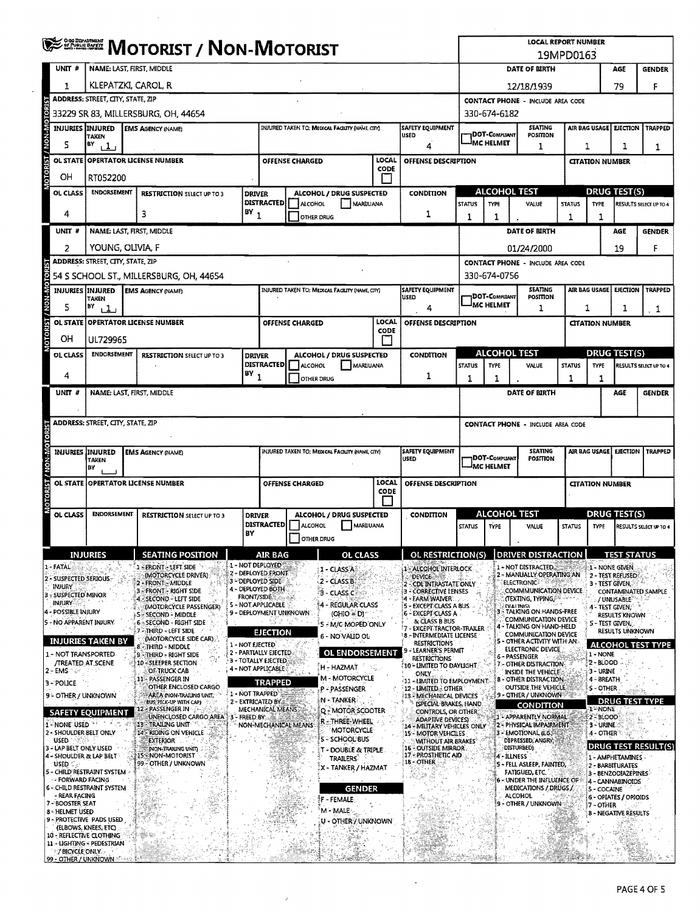# MOTORIST / NON-MOTORIST

Ohio Department of Public Safety

**LOCAL REPORT NUMBER:** 19MPD0163

## Unit 1

| UNIT # | NAME: LAST, FIRST, MIDDLE | DATE OF BIRTH | AGE | GENDER |
|---|---|---|---|---|
| 1 | KLEPATZKI, CAROL, R | 12/18/1939 | 79 | F |

| ADDRESS: STREET, CITY, STATE, ZIP | CONTACT PHONE - INCLUDE AREA CODE |
|---|---|
| 33229 SR 83, MILLERSBURG, OH, 44654 | 330-674-6182 |

| INJURIES | INJURED TAKEN BY | EMS AGENCY (NAME) | INJURED TAKEN TO: MEDICAL FACILITY (NAME, CITY) | SAFETY EQUIPMENT USED | DOT-COMPLIANT MC HELMET | SEATING POSITION | AIR BAG USAGE | EJECTION | TRAPPED |
|---|---|---|---|---|---|---|---|---|---|
| 5 | 1 | | | 4 | | 1 | 1 | 1 | 1 |

| OL STATE | OPERATOR LICENSE NUMBER | OFFENSE CHARGED | LOCAL CODE | OFFENSE DESCRIPTION | CITATION NUMBER |
|---|---|---|---|---|---|
| OH | RT052200 | | ☐ | | |

| OL CLASS | ENDORSEMENT | RESTRICTION SELECT UP TO 3 | DRIVER DISTRACTED BY | ALCOHOL / DRUG SUSPECTED | CONDITION | ALCOHOL TEST STATUS | ALCOHOL TEST TYPE | ALCOHOL TEST VALUE | DRUG TEST STATUS | DRUG TEST TYPE | RESULTS SELECT UP TO 4 |
|---|---|---|---|---|---|---|---|---|---|---|---|
| 4 | | 3 | 1 | ☐ ALCOHOL ☐ MARIJUANA ☐ OTHER DRUG | 1 | 1 | 1 | . | 1 | 1 | |

## Unit 2

| UNIT # | NAME: LAST, FIRST, MIDDLE | DATE OF BIRTH | AGE | GENDER |
|---|---|---|---|---|
| 2 | YOUNG, OLIVIA, F | 01/24/2000 | 19 | F |

| ADDRESS: STREET, CITY, STATE, ZIP | CONTACT PHONE - INCLUDE AREA CODE |
|---|---|
| 54 S SCHOOL ST., MILLERSBURG, OH, 44654 | 330-674-0756 |

| INJURIES | INJURED TAKEN BY | EMS AGENCY (NAME) | INJURED TAKEN TO: MEDICAL FACILITY (NAME, CITY) | SAFETY EQUIPMENT USED | DOT-COMPLIANT MC HELMET | SEATING POSITION | AIR BAG USAGE | EJECTION | TRAPPED |
|---|---|---|---|---|---|---|---|---|---|
| 5 | 1 | | | 4 | | 1 | 1 | 1 | 1 |

| OL STATE | OPERATOR LICENSE NUMBER | OFFENSE CHARGED | LOCAL CODE | OFFENSE DESCRIPTION | CITATION NUMBER |
|---|---|---|---|---|---|
| OH | UL729965 | | ☐ | | |

| OL CLASS | ENDORSEMENT | RESTRICTION SELECT UP TO 3 | DRIVER DISTRACTED BY | ALCOHOL / DRUG SUSPECTED | CONDITION | ALCOHOL TEST STATUS | ALCOHOL TEST TYPE | ALCOHOL TEST VALUE | DRUG TEST STATUS | DRUG TEST TYPE | RESULTS SELECT UP TO 4 |
|---|---|---|---|---|---|---|---|---|---|---|---|
| 4 | | | 1 | ☐ ALCOHOL ☐ MARIJUANA ☐ OTHER DRUG | 1 | 1 | 1 | . | 1 | 1 | |

## Unit (blank)

| UNIT # | NAME: LAST, FIRST, MIDDLE | DATE OF BIRTH | AGE | GENDER |
|---|---|---|---|---|
| | | | | |

| ADDRESS: STREET, CITY, STATE, ZIP | CONTACT PHONE - INCLUDE AREA CODE |
|---|---|
| | |

| INJURIES | INJURED TAKEN BY | EMS AGENCY (NAME) | INJURED TAKEN TO: MEDICAL FACILITY (NAME, CITY) | SAFETY EQUIPMENT USED | DOT-COMPLIANT MC HELMET | SEATING POSITION | AIR BAG USAGE | EJECTION | TRAPPED |
|---|---|---|---|---|---|---|---|---|---|
| | | | | | | | | | |

| OL STATE | OPERATOR LICENSE NUMBER | OFFENSE CHARGED | LOCAL CODE | OFFENSE DESCRIPTION | CITATION NUMBER |
|---|---|---|---|---|---|
| | | | ☐ | | |

| OL CLASS | ENDORSEMENT | RESTRICTION SELECT UP TO 3 | DRIVER DISTRACTED BY | ALCOHOL / DRUG SUSPECTED | CONDITION | ALCOHOL TEST STATUS | ALCOHOL TEST TYPE | ALCOHOL TEST VALUE | DRUG TEST STATUS | DRUG TEST TYPE | RESULTS SELECT UP TO 4 |
|---|---|---|---|---|---|---|---|---|---|---|---|
| | | | | ☐ ALCOHOL ☐ MARIJUANA ☐ OTHER DRUG | | | | . | | | |

## Codes

**INJURIES**
1 - FATAL
2 - SUSPECTED SERIOUS INJURY
3 - SUSPECTED MINOR INJURY
4 - POSSIBLE INJURY
5 - NO APPARENT INJURY

**INJURIES TAKEN BY**
1 - NOT TRANSPORTED /TREATED AT SCENE
2 - EMS
3 - POLICE
9 - OTHER / UNKNOWN

**SAFETY EQUIPMENT**
1 - NONE USED
2 - SHOULDER BELT ONLY USED
3 - LAP BELT ONLY USED
4 - SHOULDER & LAP BELT USED
5 - CHILD RESTRAINT SYSTEM - FORWARD FACING
6 - CHILD RESTRAINT SYSTEM - REAR FACING
7 - BOOSTER SEAT
8 - HELMET USED
9 - PROTECTIVE PADS USED (ELBOWS, KNEES, ETC)
10 - REFLECTIVE CLOTHING
11 - LIGHTING - PEDESTRIAN / BICYCLE ONLY
99 - OTHER / UNKNOWN

**SEATING POSITION**
1 - FRONT - LEFT SIDE (MOTORCYCLE DRIVER)
2 - FRONT - MIDDLE
3 - FRONT - RIGHT SIDE
4 - SECOND - LEFT SIDE (MOTORCYCLE PASSENGER)
5 - SECOND - MIDDLE
6 - SECOND - RIGHT SIDE
7 - THIRD - LEFT SIDE (MOTORCYCLE SIDE CAR)
8 - THIRD - MIDDLE
9 - THIRD - RIGHT SIDE
10 - SLEEPER SECTION OF TRUCK CAB
11 - PASSENGER IN OTHER ENCLOSED CARGO AREA (NON-TRAILING UNIT, BUS, PICK-UP WITH CAP)
12 - PASSENGER IN UNENCLOSED CARGO AREA
13 - TRAILING UNIT
14 - RIDING ON VEHICLE EXTERIOR (NON-TRAILING UNIT)
15 - NON-MOTORIST
99 - OTHER / UNKNOWN

**AIR BAG**
1 - NOT DEPLOYED
2 - DEPLOYED FRONT
3 - DEPLOYED SIDE
4 - DEPLOYED BOTH FRONT/SIDE
5 - NOT APPLICABLE
9 - DEPLOYMENT UNKNOWN

**EJECTION**
1 - NOT EJECTED
2 - PARTIALLY EJECTED
3 - TOTALLY EJECTED
4 - NOT APPLICABLE

**TRAPPED**
1 - NOT TRAPPED
2 - EXTRICATED BY MECHANICAL MEANS
3 - FREED BY NON-MECHANICAL MEANS

**OL CLASS**
1 - CLASS A
2 - CLASS B
3 - CLASS C
4 - REGULAR CLASS (OHIO = D)
5 - M/C MOPED ONLY
6 - NO VALID OL

**OL ENDORSEMENT**
H - HAZMAT
M - MOTORCYCLE
P - PASSENGER
N - TANKER
Q - MOTOR SCOOTER
R - THREE-WHEEL MOTORCYCLE
S - SCHOOL BUS
T - DOUBLE & TRIPLE TRAILERS
X - TANKER / HAZMAT

**GENDER**
F - FEMALE
M - MALE
U - OTHER / UNKNOWN

**OL RESTRICTION(S)**
1 - ALCOHOL INTERLOCK DEVICE
2 - CDL INTRASTATE ONLY
3 - CORRECTIVE LENSES
4 - FARM WAIVER
5 - EXCEPT CLASS A BUS
6 - EXCEPT CLASS A & CLASS B BUS
7 - EXCEPT TRACTOR-TRAILER
8 - INTERMEDIATE LICENSE RESTRICTIONS
9 - LEARNER'S PERMIT RESTRICTIONS
10 - LIMITED TO DAYLIGHT ONLY
11 - LIMITED TO EMPLOYMENT
12 - LIMITED - OTHER
13 - MECHANICAL DEVICES (SPECIAL BRAKES, HAND CONTROLS, OR OTHER ADAPTIVE DEVICES)
14 - MILITARY VEHICLES ONLY
15 - MOTOR VEHICLES WITHOUT AIR BRAKES
16 - OUTSIDE MIRROR
17 - PROSTHETIC AID
18 - OTHER

**DRIVER DISTRACTION**
1 - NOT DISTRACTED
2 - MANUALLY OPERATING AN ELECTRONIC COMMMUNICATION DEVICE (TEXTING, TYPING, DIALING)
3 - TALKING ON HANDS-FREE COMMUNICATION DEVICE
4 - TALKING ON HAND-HELD COMMUNICATION DEVICE
5 - OTHER ACTIVITY WITH AN ELECTRONIC DEVICE
6 - PASSENGER
7 - OTHER DISTRACTION INSIDE THE VEHICLE
8 - OTHER DISTRACTION OUTSIDE THE VEHICLE
9 - OTHER / UNKNOWN

**CONDITION**
1 - APPARENTLY NORMAL
2 - PHYSICAL IMPAIRMENT
3 - EMOTIONAL (E.G., DEPRESSED, ANGRY, DISTURBED)
4 - ILLNESS
5 - FELL ASLEEP, FAINTED, FATIGUED, ETC.
6 - UNDER THE INFLUENCE OF MEDICATIONS / DRUGS / ALCOHOL
9 - OTHER / UNKNOWN

**TEST STATUS**
1 - NONE GIVEN
2 - TEST REFUSED
3 - TEST GIVEN, CONTAMINATED SAMPLE / UNUSABLE
4 - TEST GIVEN, RESULTS KNOWN
5 - TEST GIVEN, RESULTS UNKNOWN

**ALCOHOL TEST TYPE**
1 - NONE
2 - BLOOD
3 - URINE
4 - BREATH
5 - OTHER

**DRUG TEST TYPE**
1 - NONE
2 - BLOOD
3 - URINE
4 - OTHER

**DRUG TEST RESULT(S)**
1 - AMPHETAMINES
2 - BARBITURATES
3 - BENZODIAZEPINES
4 - CANNABINOIDS
5 - COCAINE
6 - OPIATES / OPIOIDS
7 - OTHER
8 - NEGATIVE RESULTS